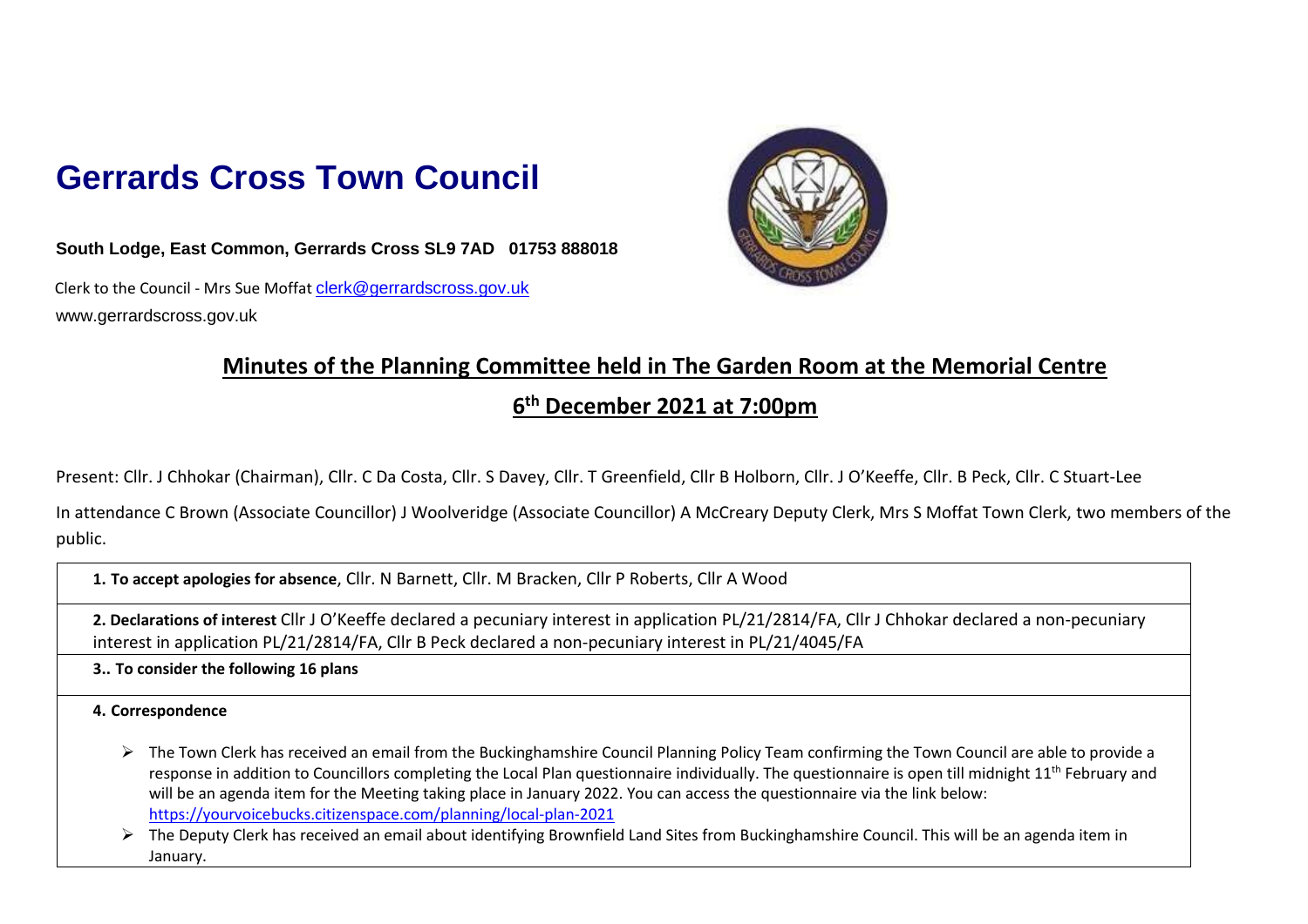# Gerrards Cross Town Council

**South Lodge, East Common, Gerrards Cross SL9 7AD 01753 888018**

Clerk to the Council - Mrs Sue Moffat clerk@gerrardscross.gov.uk

www.gerrardscross.gov.uk

## Minutes of the Planning Committee held in The Garden Room at the Memorial Centre

## 6th December 2021 at 7:00pm

Present: Cllr. J Chhokar (Chairman), Cllr. C Da Costa, Cllr. S Davey, Cllr. T Greenfield, Cllr B Holborn, Cllr. J O'Keeffe, Cllr. B Peck, Cllr. C Stuart-Lee

In attendance C Brown (Associate Councillor) J Woolveridge (Associate Councillor) A McCreary Deputy Clerk, Mrs S Moffat Town Clerk, two members of the public.

**1. To accept apologies for absence**, Cllr. N Barnett, Cllr. M Bracken, Cllr P Roberts, Cllr A Wood

**2. Declarations of interest** Cllr J O'Keeffe declared a pecuniary interest in application PL/21/2814/FA, Cllr J Chhokar declared a non-pecuniary interest in application PL/21/2814/FA, Cllr B Peck declared a non-pecuniary interest in PL/21/4045/FA

**3.. To consider the following 16 plans**

**4. Correspondence**

- The Town Clerk has received an email from the Buckinghamshire Council Planning Policy Team confirming the Town Council are able to provide a response in addition to Councillors completing the Local Plan questionnaire individually. The questionnaire is open till midnight 11th February and will be an agenda item for the Meeting taking place in January 2022. You can access the questionnaire via the link below: https://yourvoicebucks.citizenspace.com/planning/local-plan-2021
- The Deputy Clerk has received an email about identifying Brownfield Land Sites from Buckinghamshire Council. This will be an agenda item in January.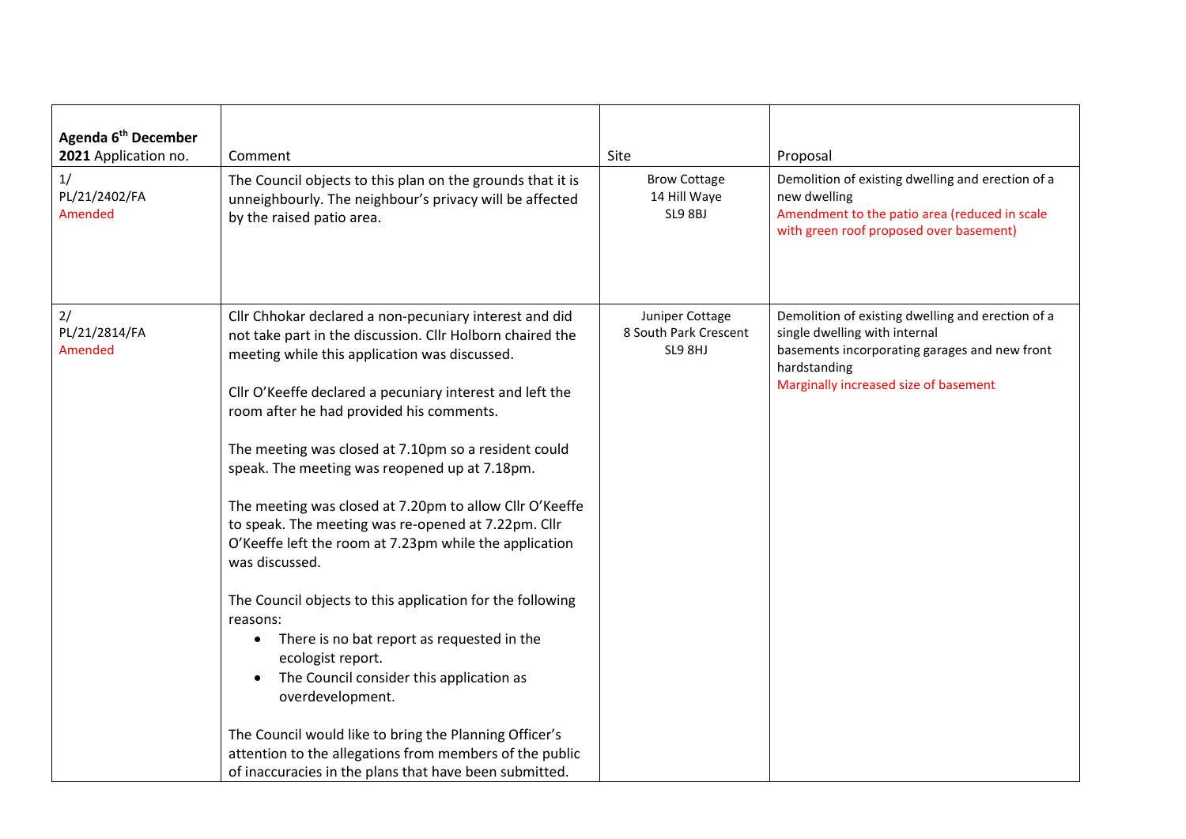| **Agenda 6th December 2021** Application no. | Comment | Site | Proposal |
|---|---|---|---|
| 1/ PL/21/2402/FA Amended | The Council objects to this plan on the grounds that it is unneighbourly. The neighbour's privacy will be affected by the raised patio area. | Brow Cottage 14 Hill Waye SL9 8BJ | Demolition of existing dwelling and erection of a new dwelling Amendment to the patio area (reduced in scale with green roof proposed over basement) |
| 2/ PL/21/2814/FA Amended | Cllr Chhokar declared a non-pecuniary interest and did not take part in the discussion. Cllr Holborn chaired the meeting while this application was discussed.<br><br>Cllr O'Keeffe declared a pecuniary interest and left the room after he had provided his comments.<br><br>The meeting was closed at 7.10pm so a resident could speak. The meeting was reopened up at 7.18pm.<br><br>The meeting was closed at 7.20pm to allow Cllr O'Keeffe to speak. The meeting was re-opened at 7.22pm. Cllr O'Keeffe left the room at 7.23pm while the application was discussed.<br><br>The Council objects to this application for the following reasons:<br>• There is no bat report as requested in the ecologist report.<br>• The Council consider this application as overdevelopment.<br><br>The Council would like to bring the Planning Officer's attention to the allegations from members of the public of inaccuracies in the plans that have been submitted. | Juniper Cottage 8 South Park Crescent SL9 8HJ | Demolition of existing dwelling and erection of a single dwelling with internal basements incorporating garages and new front hardstanding Marginally increased size of basement |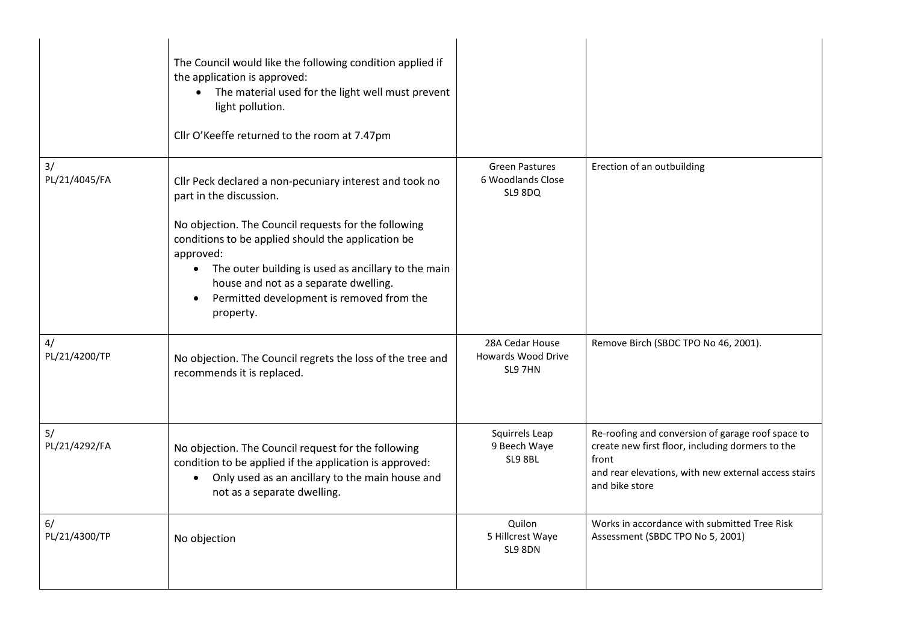| | | | |
|---|---|---|---|
| | The Council would like the following condition applied if the application is approved:<br>• The material used for the light well must prevent light pollution.<br><br>Cllr O'Keeffe returned to the room at 7.47pm | | |
| 3/<br>PL/21/4045/FA | Cllr Peck declared a non-pecuniary interest and took no part in the discussion.<br><br>No objection. The Council requests for the following conditions to be applied should the application be approved:<br>• The outer building is used as ancillary to the main house and not as a separate dwelling.<br>• Permitted development is removed from the property. | Green Pastures<br>6 Woodlands Close<br>SL9 8DQ | Erection of an outbuilding |
| 4/<br>PL/21/4200/TP | No objection. The Council regrets the loss of the tree and recommends it is replaced. | 28A Cedar House<br>Howards Wood Drive<br>SL9 7HN | Remove Birch (SBDC TPO No 46, 2001). |
| 5/<br>PL/21/4292/FA | No objection. The Council request for the following condition to be applied if the application is approved:<br>• Only used as an ancillary to the main house and not as a separate dwelling. | Squirrels Leap<br>9 Beech Waye<br>SL9 8BL | Re-roofing and conversion of garage roof space to create new first floor, including dormers to the front<br>and rear elevations, with new external access stairs and bike store |
| 6/<br>PL/21/4300/TP | No objection | Quilon<br>5 Hillcrest Waye<br>SL9 8DN | Works in accordance with submitted Tree Risk Assessment (SBDC TPO No 5, 2001) |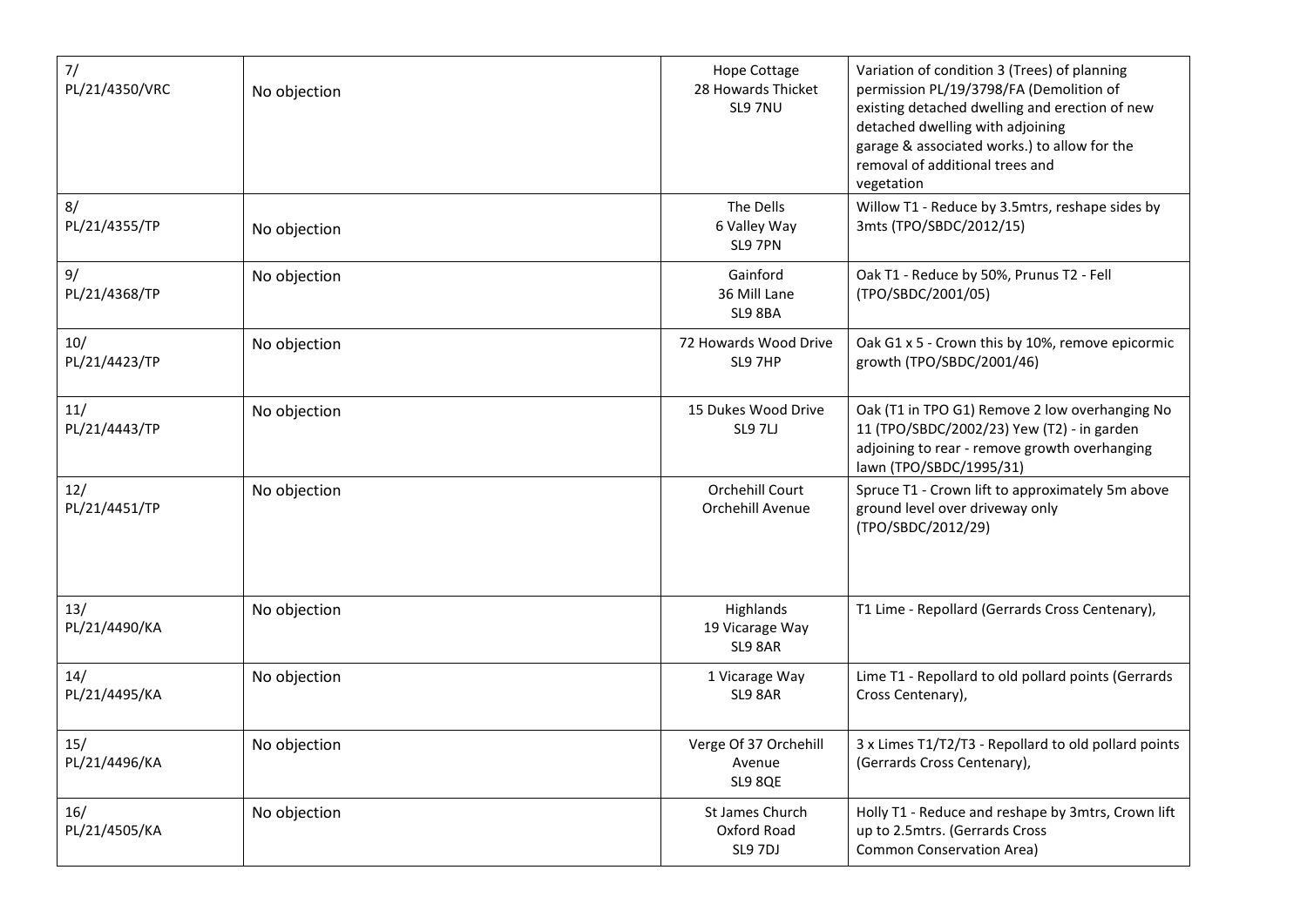| | | | |
|---|---|---|---|
| 7/ PL/21/4350/VRC | No objection | Hope Cottage 28 Howards Thicket SL9 7NU | Variation of condition 3 (Trees) of planning permission PL/19/3798/FA (Demolition of existing detached dwelling and erection of new detached dwelling with adjoining garage & associated works.) to allow for the removal of additional trees and vegetation |
| 8/ PL/21/4355/TP | No objection | The Dells 6 Valley Way SL9 7PN | Willow T1 - Reduce by 3.5mtrs, reshape sides by 3mts (TPO/SBDC/2012/15) |
| 9/ PL/21/4368/TP | No objection | Gainford 36 Mill Lane SL9 8BA | Oak T1 - Reduce by 50%, Prunus T2 - Fell (TPO/SBDC/2001/05) |
| 10/ PL/21/4423/TP | No objection | 72 Howards Wood Drive SL9 7HP | Oak G1 x 5 - Crown this by 10%, remove epicormic growth (TPO/SBDC/2001/46) |
| 11/ PL/21/4443/TP | No objection | 15 Dukes Wood Drive SL9 7LJ | Oak (T1 in TPO G1) Remove 2 low overhanging No 11 (TPO/SBDC/2002/23) Yew (T2) - in garden adjoining to rear - remove growth overhanging lawn (TPO/SBDC/1995/31) |
| 12/ PL/21/4451/TP | No objection | Orchehill Court Orchehill Avenue | Spruce T1 - Crown lift to approximately 5m above ground level over driveway only (TPO/SBDC/2012/29) |
| 13/ PL/21/4490/KA | No objection | Highlands 19 Vicarage Way SL9 8AR | T1 Lime - Repollard (Gerrards Cross Centenary), |
| 14/ PL/21/4495/KA | No objection | 1 Vicarage Way SL9 8AR | Lime T1 - Repollard to old pollard points (Gerrards Cross Centenary), |
| 15/ PL/21/4496/KA | No objection | Verge Of 37 Orchehill Avenue SL9 8QE | 3 x Limes T1/T2/T3 - Repollard to old pollard points (Gerrards Cross Centenary), |
| 16/ PL/21/4505/KA | No objection | St James Church Oxford Road SL9 7DJ | Holly T1 - Reduce and reshape by 3mtrs, Crown lift up to 2.5mtrs. (Gerrards Cross Common Conservation Area) |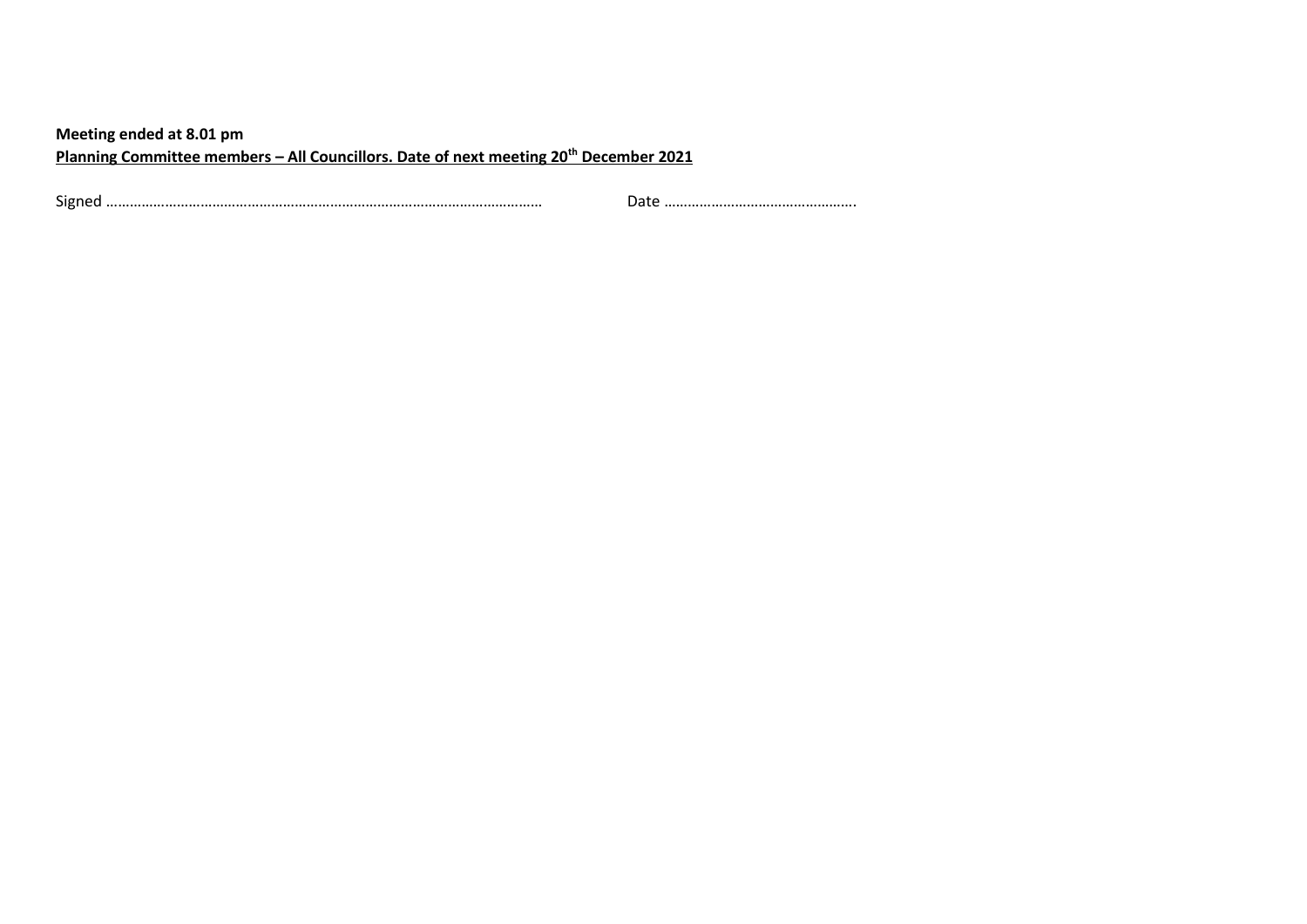**Meeting ended at 8.01 pm**

**<u>Planning Committee members – All Councillors. Date of next meeting 20th December 2021</u>**

Signed …………………………………………………………………………………………………… Date …………………………………………..